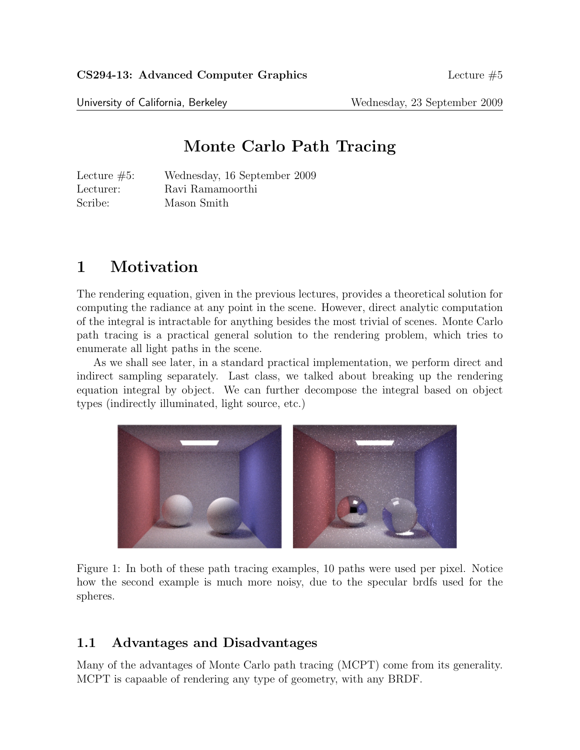**CS294-13: Advanced Computer Graphics** Lecture #5

University of California, Berkeley Wednesday, 23 September 2009

# Monte Carlo Path Tracing

Lecture #5: Wednesday, 16 September 2009
Lecturer: Ravi Ramamoorthi
Scribe: Mason Smith

## 1 Motivation

The rendering equation, given in the previous lectures, provides a theoretical solution for computing the radiance at any point in the scene. However, direct analytic computation of the integral is intractable for anything besides the most trivial of scenes. Monte Carlo path tracing is a practical general solution to the rendering problem, which tries to enumerate all light paths in the scene.

As we shall see later, in a standard practical implementation, we perform direct and indirect sampling separately. Last class, we talked about breaking up the rendering equation integral by object. We can further decompose the integral based on object types (indirectly illuminated, light source, etc.)

Figure 1: In both of these path tracing examples, 10 paths were used per pixel. Notice how the second example is much more noisy, due to the specular brdfs used for the spheres.

### 1.1 Advantages and Disadvantages

Many of the advantages of Monte Carlo path tracing (MCPT) come from its generality. MCPT is capaable of rendering any type of geometry, with any BRDF.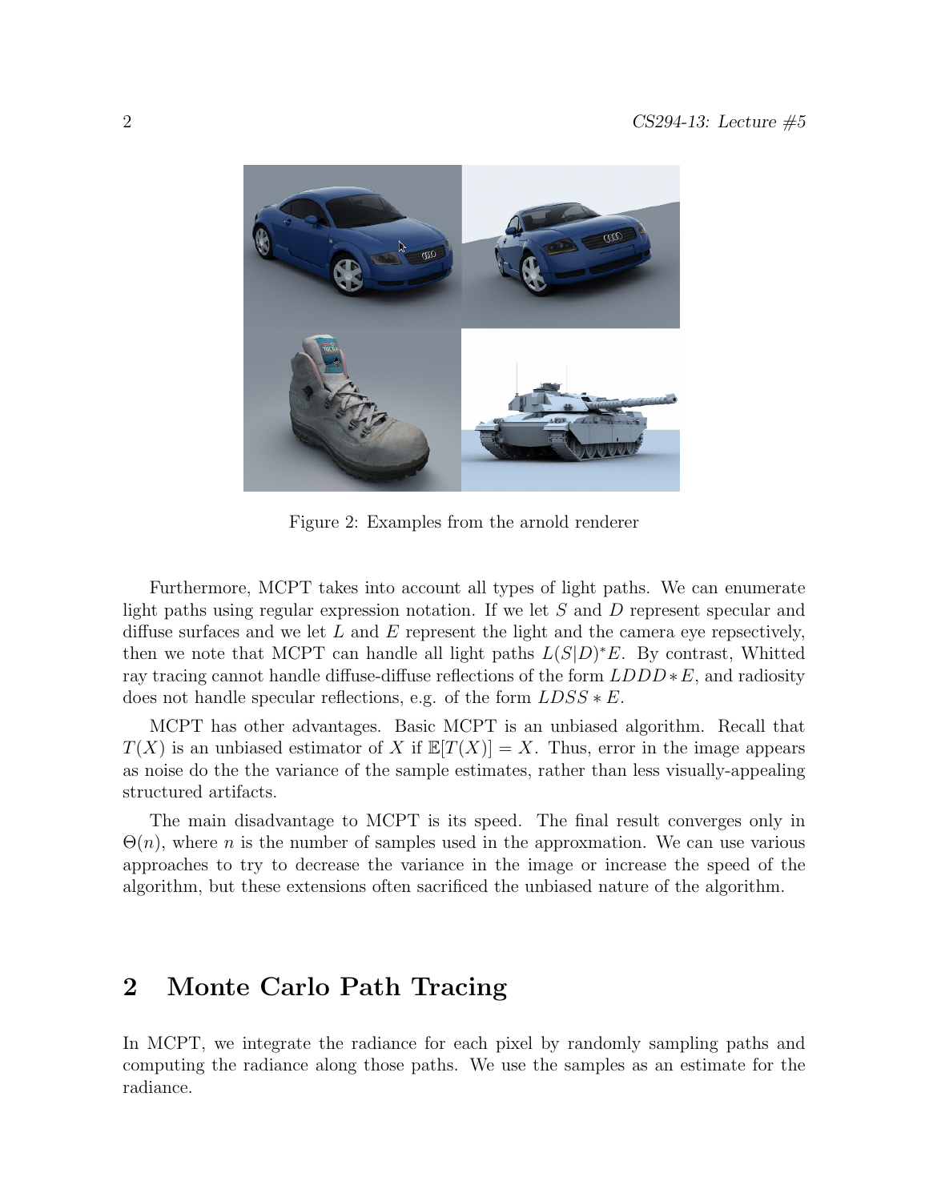Figure 2: Examples from the arnold renderer

Furthermore, MCPT takes into account all types of light paths. We can enumerate light paths using regular expression notation. If we let $S$ and $D$ represent specular and diffuse surfaces and we let $L$ and $E$ represent the light and the camera eye repsectively, then we note that MCPT can handle all light paths $L(S|D)^*E$. By contrast, Whitted ray tracing cannot handle diffuse-diffuse reflections of the form $LDDD*E$, and radiosity does not handle specular reflections, e.g. of the form $LDSS*E$.

MCPT has other advantages. Basic MCPT is an unbiased algorithm. Recall that $T(X)$ is an unbiased estimator of $X$ if $\mathbb{E}[T(X)] = X$. Thus, error in the image appears as noise do the the variance of the sample estimates, rather than less visually-appealing structured artifacts.

The main disadvantage to MCPT is its speed. The final result converges only in $\Theta(n)$, where $n$ is the number of samples used in the approxmation. We can use various approaches to try to decrease the variance in the image or increase the speed of the algorithm, but these extensions often sacrificed the unbiased nature of the algorithm.

## 2 Monte Carlo Path Tracing

In MCPT, we integrate the radiance for each pixel by randomly sampling paths and computing the radiance along those paths. We use the samples as an estimate for the radiance.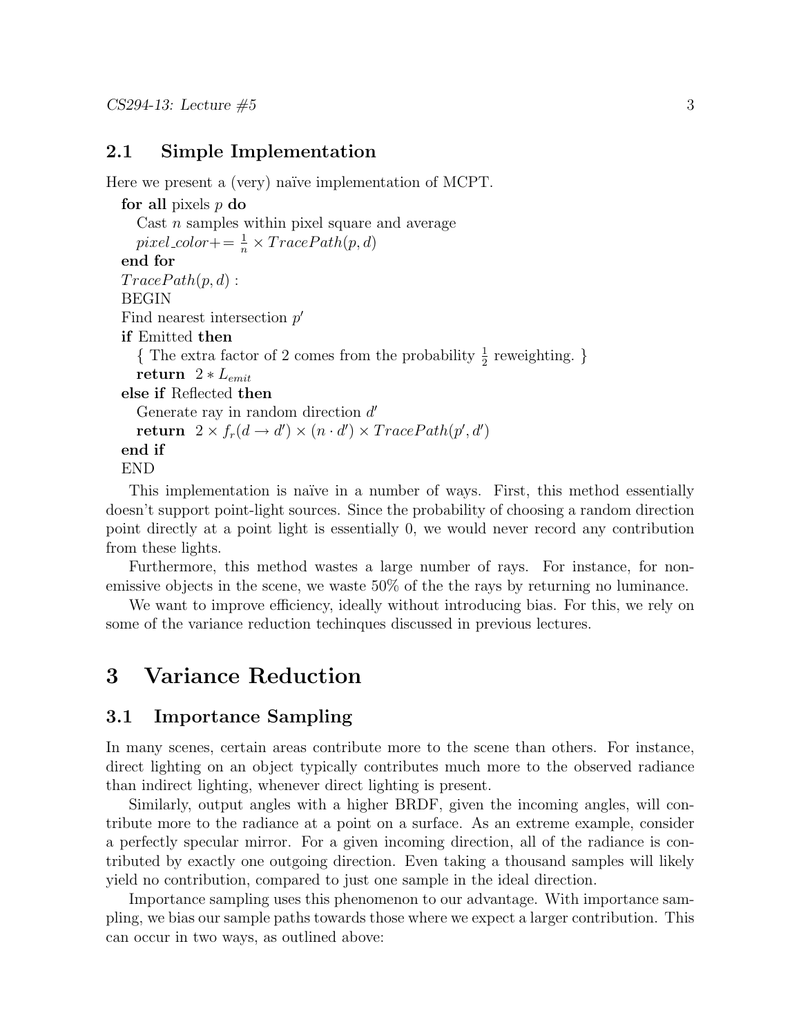### 2.1 Simple Implementation

Here we present a (very) naïve implementation of MCPT.

```
for all pixels p do
    Cast n samples within pixel square and average
    pixel_color += 1/n × TracePath(p, d)
end for
TracePath(p, d) :
BEGIN
Find nearest intersection p'
if Emitted then
    { The extra factor of 2 comes from the probability 1/2 reweighting. }
    return 2 * L_emit
else if Reflected then
    Generate ray in random direction d'
    return 2 × f_r(d → d') × (n · d') × TracePath(p', d')
end if
END
```

This implementation is naïve in a number of ways. First, this method essentially doesn't support point-light sources. Since the probability of choosing a random direction point directly at a point light is essentially 0, we would never record any contribution from these lights.

Furthermore, this method wastes a large number of rays. For instance, for non-emissive objects in the scene, we waste 50% of the the rays by returning no luminance.

We want to improve efficiency, ideally without introducing bias. For this, we rely on some of the variance reduction techinques discussed in previous lectures.

# 3 Variance Reduction

## 3.1 Importance Sampling

In many scenes, certain areas contribute more to the scene than others. For instance, direct lighting on an object typically contributes much more to the observed radiance than indirect lighting, whenever direct lighting is present.

Similarly, output angles with a higher BRDF, given the incoming angles, will contribute more to the radiance at a point on a surface. As an extreme example, consider a perfectly specular mirror. For a given incoming direction, all of the radiance is contributed by exactly one outgoing direction. Even taking a thousand samples will likely yield no contribution, compared to just one sample in the ideal direction.

Importance sampling uses this phenomenon to our advantage. With importance sampling, we bias our sample paths towards those where we expect a larger contribution. This can occur in two ways, as outlined above: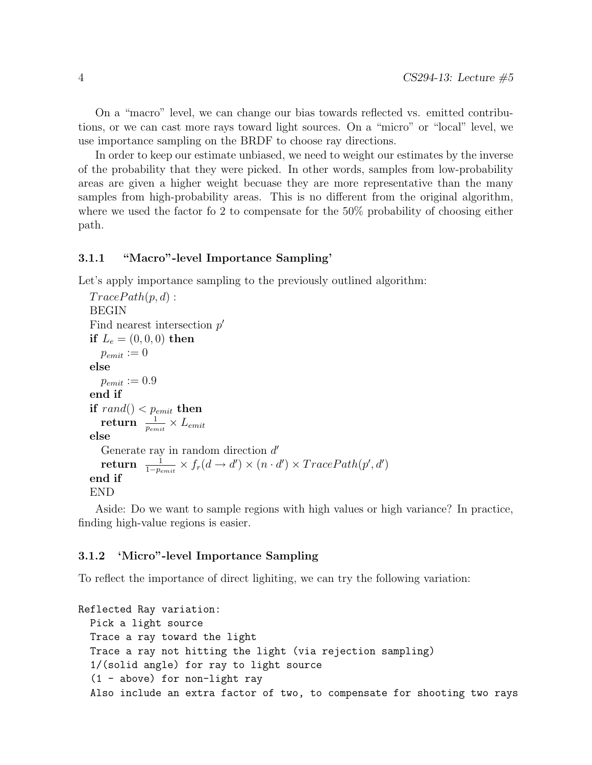On a "macro" level, we can change our bias towards reflected vs. emitted contributions, or we can cast more rays toward light sources. On a "micro" or "local" level, we use importance sampling on the BRDF to choose ray directions.

In order to keep our estimate unbiased, we need to weight our estimates by the inverse of the probability that they were picked. In other words, samples from low-probability areas are given a higher weight becuase they are more representative than the many samples from high-probability areas. This is no different from the original algorithm, where we used the factor fo 2 to compensate for the 50% probability of choosing either path.

### 3.1.1 "Macro"-level Importance Sampling'

Let's apply importance sampling to the previously outlined algorithm:

$TracePath(p, d)$ :
BEGIN
Find nearest intersection $p'$
**if** $L_e = (0, 0, 0)$ **then**
  $p_{emit} := 0$
**else**
  $p_{emit} := 0.9$
**end if**
**if** $rand() < p_{emit}$ **then**
  **return** $\frac{1}{p_{emit}} \times L_{emit}$
**else**
  Generate ray in random direction $d'$
  **return** $\frac{1}{1-p_{emit}} \times f_r(d \rightarrow d') \times (n \cdot d') \times TracePath(p', d')$
**end if**
END

Aside: Do we want to sample regions with high values or high variance? In practice, finding high-value regions is easier.

### 3.1.2 'Micro"-level Importance Sampling

To reflect the importance of direct lighiting, we can try the following variation:

```
Reflected Ray variation:
  Pick a light source
  Trace a ray toward the light
  Trace a ray not hitting the light (via rejection sampling)
  1/(solid angle) for ray to light source
  (1 - above) for non-light ray
  Also include an extra factor of two, to compensate for shooting two rays
```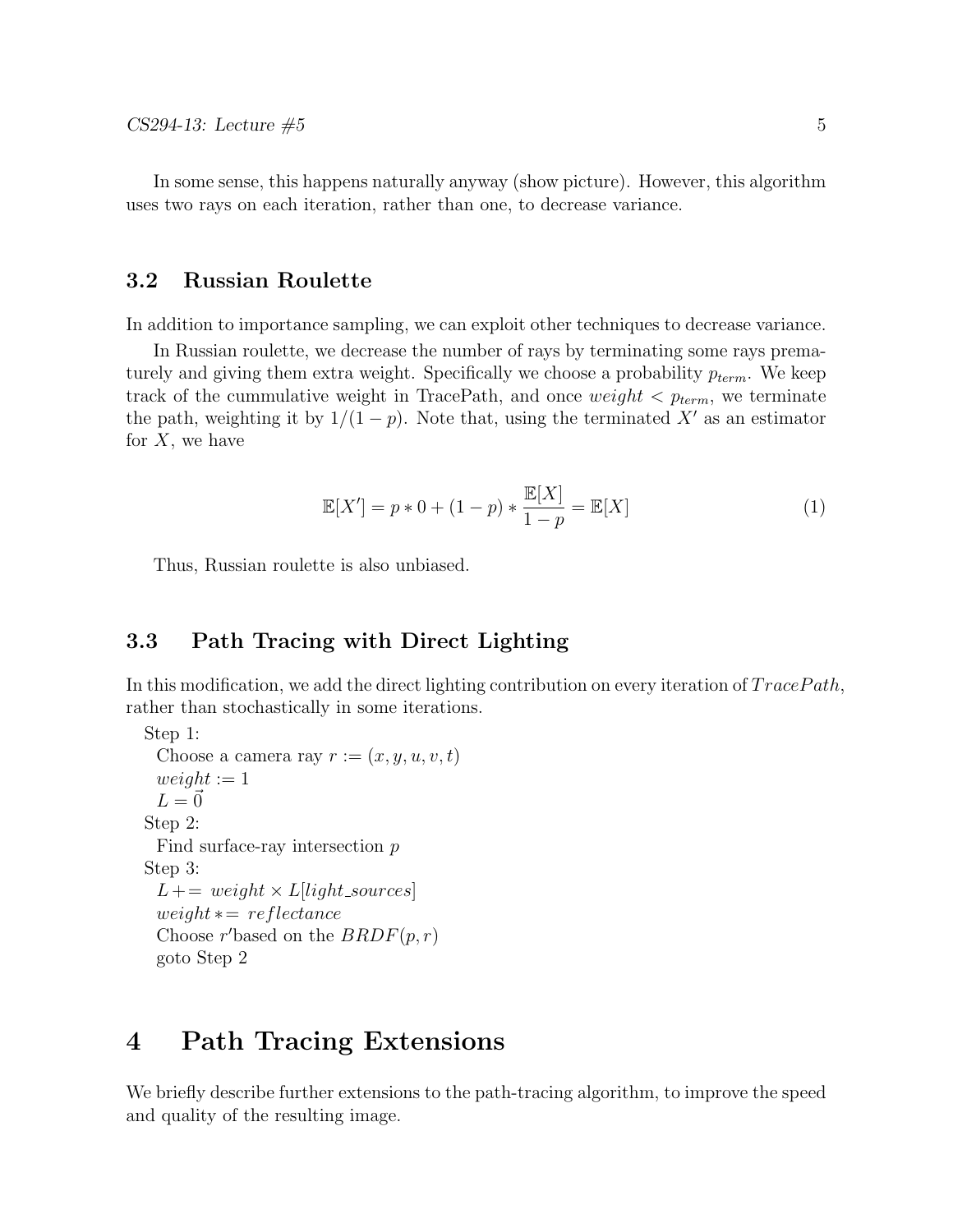In some sense, this happens naturally anyway (show picture). However, this algorithm uses two rays on each iteration, rather than one, to decrease variance.

### 3.2 Russian Roulette

In addition to importance sampling, we can exploit other techniques to decrease variance.

In Russian roulette, we decrease the number of rays by terminating some rays prematurely and giving them extra weight. Specifically we choose a probability $p_{term}$. We keep track of the cummulative weight in TracePath, and once $weight < p_{term}$, we terminate the path, weighting it by $1/(1-p)$. Note that, using the terminated $X'$ as an estimator for $X$, we have

$$\mathbb{E}[X'] = p * 0 + (1-p) * \frac{\mathbb{E}[X]}{1-p} = \mathbb{E}[X] \tag{1}$$

Thus, Russian roulette is also unbiased.

### 3.3 Path Tracing with Direct Lighting

In this modification, we add the direct lighting contribution on every iteration of $TracePath$, rather than stochastically in some iterations.

Step 1:
  Choose a camera ray $r := (x, y, u, v, t)$
  $weight := 1$
  $L = \vec{0}$
Step 2:
  Find surface-ray intersection $p$
Step 3:
  $L += weight \times L[light\_sources]$
  $weight *= reflectance$
  Choose $r'$based on the $BRDF(p, r)$
  goto Step 2

# 4 Path Tracing Extensions

We briefly describe further extensions to the path-tracing algorithm, to improve the speed and quality of the resulting image.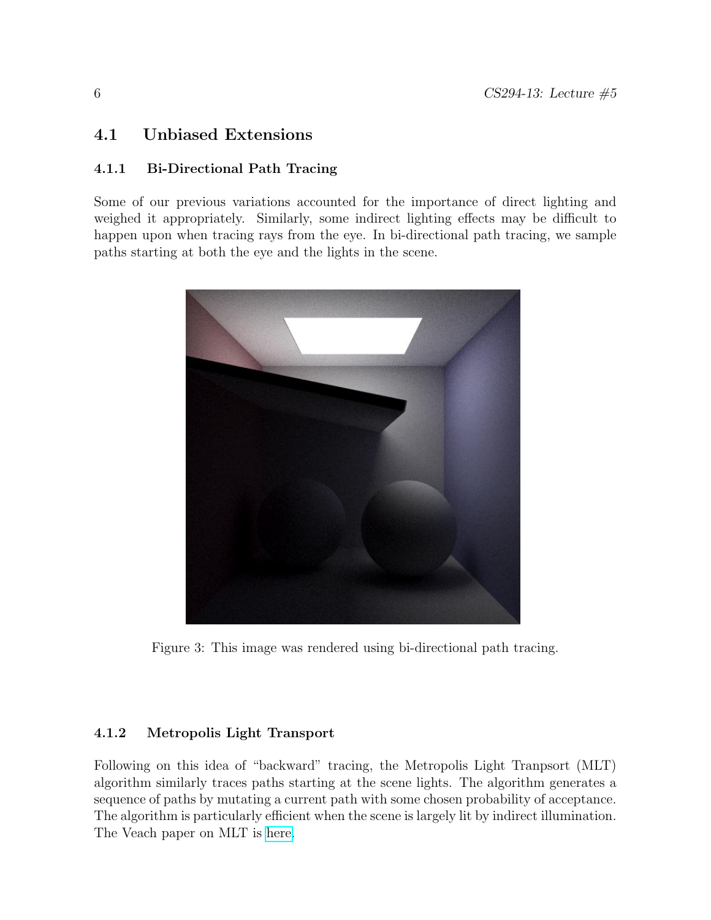## 4.1 Unbiased Extensions

### 4.1.1 Bi-Directional Path Tracing

Some of our previous variations accounted for the importance of direct lighting and weighed it appropriately. Similarly, some indirect lighting effects may be difficult to happen upon when tracing rays from the eye. In bi-directional path tracing, we sample paths starting at both the eye and the lights in the scene.

Figure 3: This image was rendered using bi-directional path tracing.

### 4.1.2 Metropolis Light Transport

Following on this idea of "backward" tracing, the Metropolis Light Tranpsort (MLT) algorithm similarly traces paths starting at the scene lights. The algorithm generates a sequence of paths by mutating a current path with some chosen probability of acceptance. The algorithm is particularly efficient when the scene is largely lit by indirect illumination. The Veach paper on MLT is here.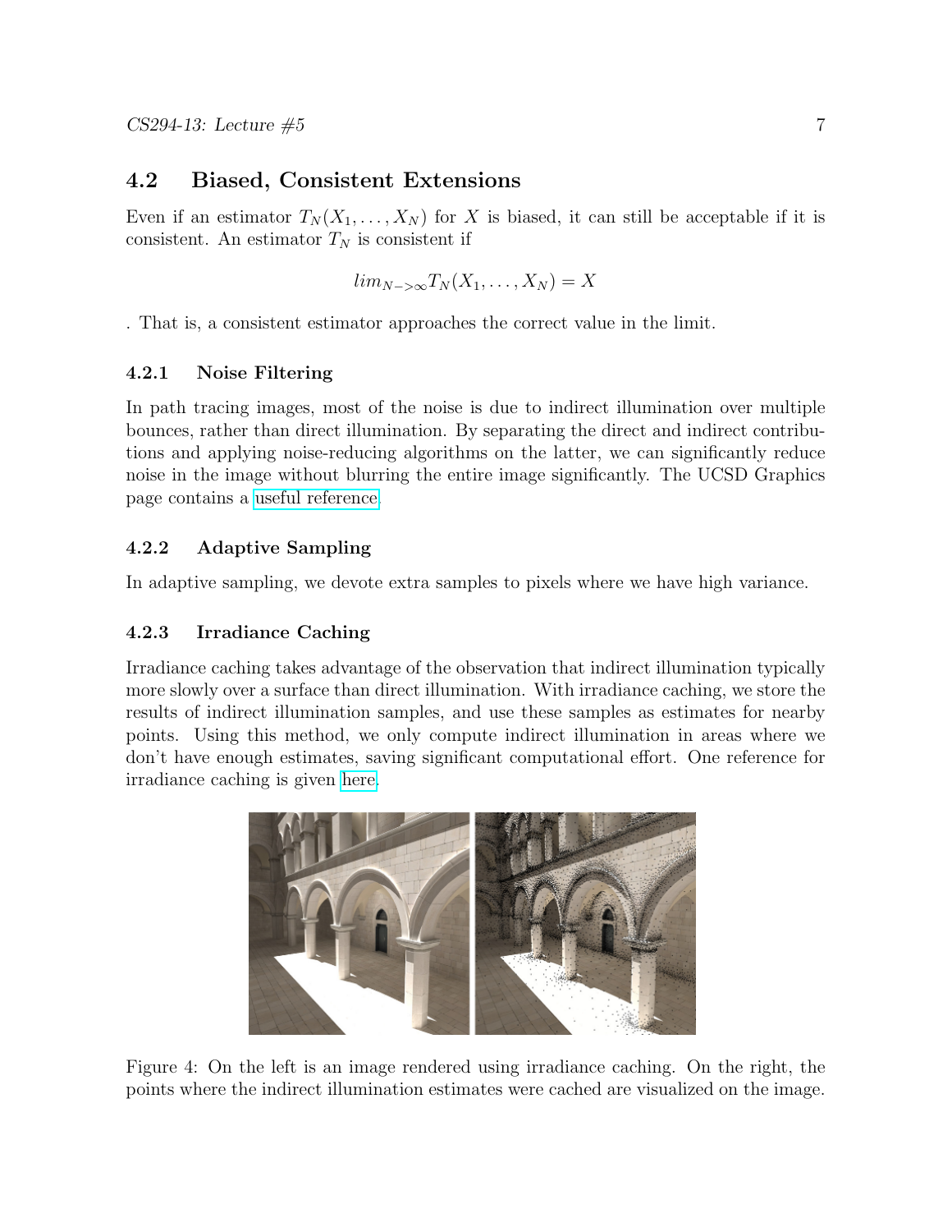## 4.2 Biased, Consistent Extensions

Even if an estimator $T_N(X_1, \ldots, X_N)$ for $X$ is biased, it can still be acceptable if it is consistent. An estimator $T_N$ is consistent if

$$lim_{N->\infty} T_N(X_1, \ldots, X_N) = X$$

. That is, a consistent estimator approaches the correct value in the limit.

### 4.2.1 Noise Filtering

In path tracing images, most of the noise is due to indirect illumination over multiple bounces, rather than direct illumination. By separating the direct and indirect contributions and applying noise-reducing algorithms on the latter, we can significantly reduce noise in the image without blurring the entire image significantly. The UCSD Graphics page contains a useful reference.

### 4.2.2 Adaptive Sampling

In adaptive sampling, we devote extra samples to pixels where we have high variance.

### 4.2.3 Irradiance Caching

Irradiance caching takes advantage of the observation that indirect illumination typically more slowly over a surface than direct illumination. With irradiance caching, we store the results of indirect illumination samples, and use these samples as estimates for nearby points. Using this method, we only compute indirect illumination in areas where we don't have enough estimates, saving significant computational effort. One reference for irradiance caching is given here.

Figure 4: On the left is an image rendered using irradiance caching. On the right, the points where the indirect illumination estimates were cached are visualized on the image.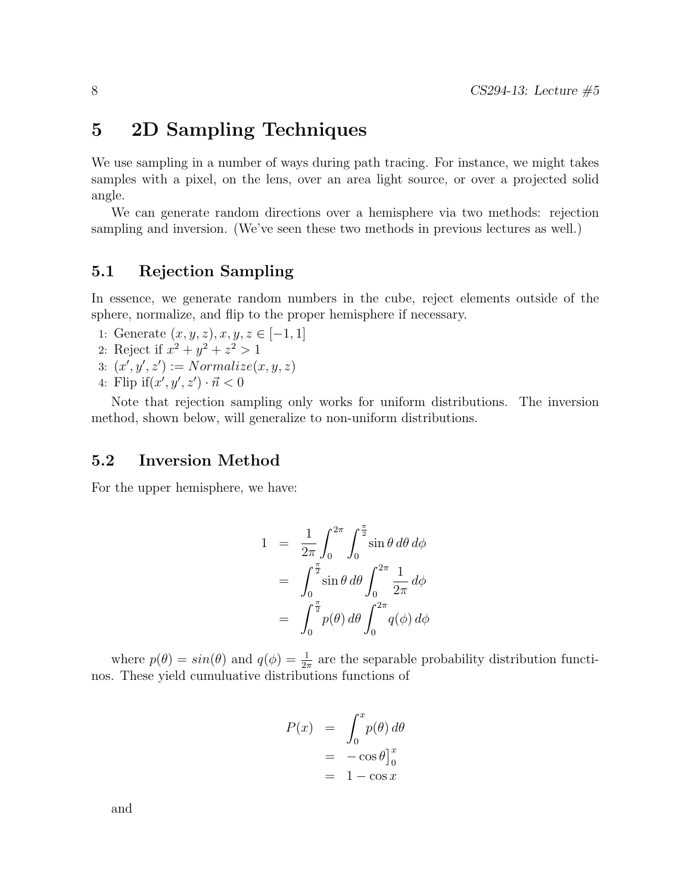# 5 2D Sampling Techniques

We use sampling in a number of ways during path tracing. For instance, we might takes samples with a pixel, on the lens, over an area light source, or over a projected solid angle.

We can generate random directions over a hemisphere via two methods: rejection sampling and inversion. (We've seen these two methods in previous lectures as well.)

## 5.1 Rejection Sampling

In essence, we generate random numbers in the cube, reject elements outside of the sphere, normalize, and flip to the proper hemisphere if necessary.

1: Generate $(x, y, z), x, y, z \in [-1, 1]$
2: Reject if $x^2 + y^2 + z^2 > 1$
3: $(x', y', z') := Normalize(x, y, z)$
4: Flip if$(x', y', z') \cdot \vec{n} < 0$

Note that rejection sampling only works for uniform distributions. The inversion method, shown below, will generalize to non-uniform distributions.

## 5.2 Inversion Method

For the upper hemisphere, we have:

$$
\begin{aligned}
1 &= \frac{1}{2\pi} \int_0^{2\pi} \int_0^{\frac{\pi}{2}} \sin\theta \, d\theta \, d\phi \\
&= \int_0^{\frac{\pi}{2}} \sin\theta \, d\theta \int_0^{2\pi} \frac{1}{2\pi} \, d\phi \\
&= \int_0^{\frac{\pi}{2}} p(\theta) \, d\theta \int_0^{2\pi} q(\phi) \, d\phi
\end{aligned}
$$

where $p(\theta) = sin(\theta)$ and $q(\phi) = \frac{1}{2\pi}$ are the separable probability distribution functinos. These yield cumuluative distributions functions of

$$
\begin{aligned}
P(x) &= \int_0^x p(\theta) \, d\theta \\
&= -\cos\theta \big]_0^x \\
&= 1 - \cos x
\end{aligned}
$$

and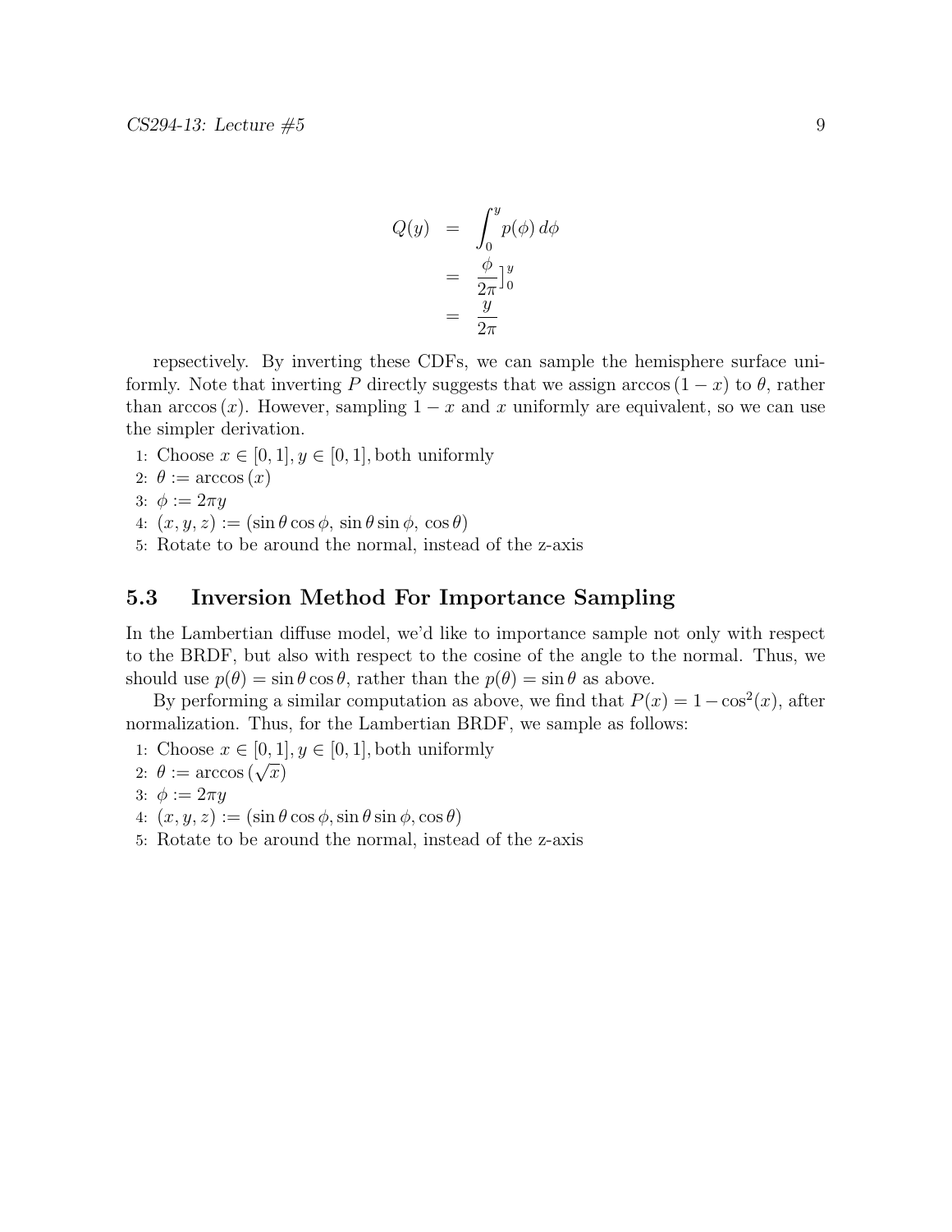$$
\begin{aligned}
Q(y) &= \int_0^y p(\phi)\, d\phi \\
&= \frac{\phi}{2\pi}\Big]_0^y \\
&= \frac{y}{2\pi}
\end{aligned}
$$

repsectively. By inverting these CDFs, we can sample the hemisphere surface uniformly. Note that inverting $P$ directly suggests that we assign $\arccos(1-x)$ to $\theta$, rather than $\arccos(x)$. However, sampling $1-x$ and $x$ uniformly are equivalent, so we can use the simpler derivation.

1: Choose $x \in [0,1], y \in [0,1]$, both uniformly
2: $\theta := \arccos(x)$
3: $\phi := 2\pi y$
4: $(x, y, z) := (\sin\theta\cos\phi,\ \sin\theta\sin\phi,\ \cos\theta)$
5: Rotate to be around the normal, instead of the z-axis

## 5.3 Inversion Method For Importance Sampling

In the Lambertian diffuse model, we'd like to importance sample not only with respect to the BRDF, but also with respect to the cosine of the angle to the normal. Thus, we should use $p(\theta) = \sin\theta\cos\theta$, rather than the $p(\theta) = \sin\theta$ as above.

By performing a similar computation as above, we find that $P(x) = 1 - \cos^2(x)$, after normalization. Thus, for the Lambertian BRDF, we sample as follows:

1: Choose $x \in [0,1], y \in [0,1]$, both uniformly
2: $\theta := \arccos(\sqrt{x})$
3: $\phi := 2\pi y$
4: $(x, y, z) := (\sin\theta\cos\phi, \sin\theta\sin\phi, \cos\theta)$
5: Rotate to be around the normal, instead of the z-axis